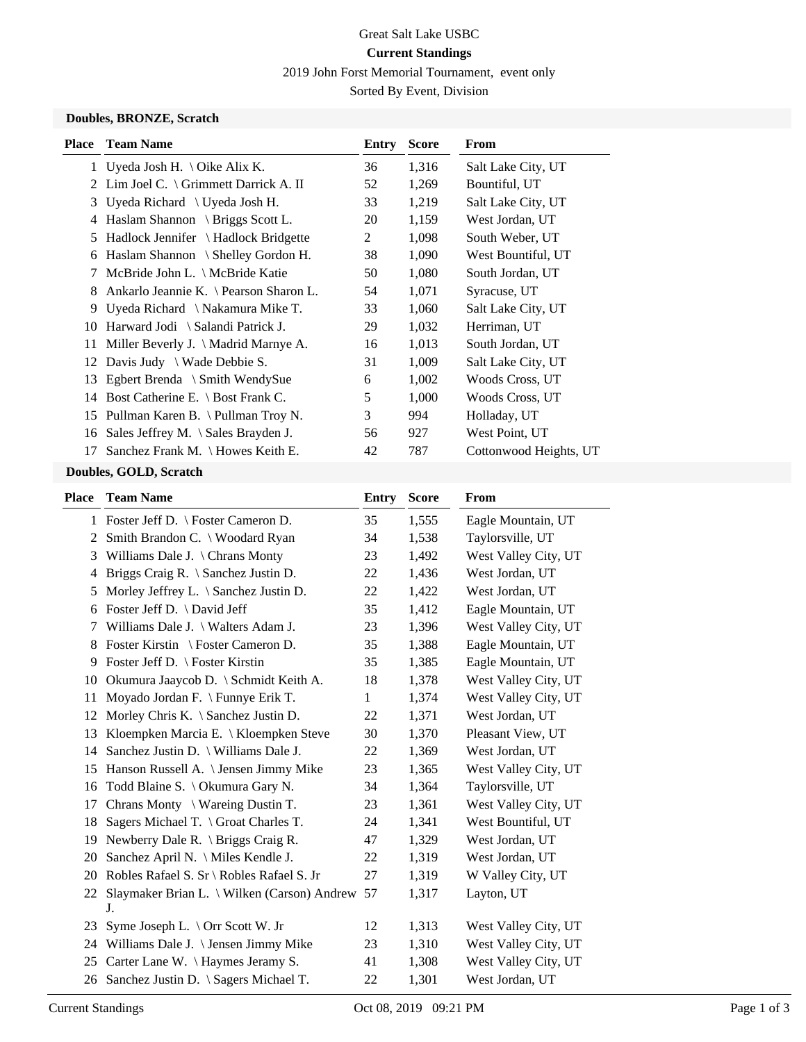Great Salt Lake USBC

**Current Standings**

2019 John Forst Memorial Tournament, event only

Sorted By Event, Division

### Doubles, BRONZE, Scratch

| Place | Team Name | Entry | Score | From |
|---|---|---|---|---|
| 1 | Uyeda Josh H. \ Oike Alix K. | 36 | 1,316 | Salt Lake City, UT |
| 2 | Lim Joel C. \ Grimmett Darrick A. II | 52 | 1,269 | Bountiful, UT |
| 3 | Uyeda Richard \ Uyeda Josh H. | 33 | 1,219 | Salt Lake City, UT |
| 4 | Haslam Shannon \ Briggs Scott L. | 20 | 1,159 | West Jordan, UT |
| 5 | Hadlock Jennifer \ Hadlock Bridgette | 2 | 1,098 | South Weber, UT |
| 6 | Haslam Shannon \ Shelley Gordon H. | 38 | 1,090 | West Bountiful, UT |
| 7 | McBride John L. \ McBride Katie | 50 | 1,080 | South Jordan, UT |
| 8 | Ankarlo Jeannie K. \ Pearson Sharon L. | 54 | 1,071 | Syracuse, UT |
| 9 | Uyeda Richard \ Nakamura Mike T. | 33 | 1,060 | Salt Lake City, UT |
| 10 | Harward Jodi \ Salandi Patrick J. | 29 | 1,032 | Herriman, UT |
| 11 | Miller Beverly J. \ Madrid Marnye A. | 16 | 1,013 | South Jordan, UT |
| 12 | Davis Judy \ Wade Debbie S. | 31 | 1,009 | Salt Lake City, UT |
| 13 | Egbert Brenda \ Smith WendySue | 6 | 1,002 | Woods Cross, UT |
| 14 | Bost Catherine E. \ Bost Frank C. | 5 | 1,000 | Woods Cross, UT |
| 15 | Pullman Karen B. \ Pullman Troy N. | 3 | 994 | Holladay, UT |
| 16 | Sales Jeffrey M. \ Sales Brayden J. | 56 | 927 | West Point, UT |
| 17 | Sanchez Frank M. \ Howes Keith E. | 42 | 787 | Cottonwood Heights, UT |

### Doubles, GOLD, Scratch

| Place | Team Name | Entry | Score | From |
|---|---|---|---|---|
| 1 | Foster Jeff D. \ Foster Cameron D. | 35 | 1,555 | Eagle Mountain, UT |
| 2 | Smith Brandon C. \ Woodard Ryan | 34 | 1,538 | Taylorsville, UT |
| 3 | Williams Dale J. \ Chrans Monty | 23 | 1,492 | West Valley City, UT |
| 4 | Briggs Craig R. \ Sanchez Justin D. | 22 | 1,436 | West Jordan, UT |
| 5 | Morley Jeffrey L. \ Sanchez Justin D. | 22 | 1,422 | West Jordan, UT |
| 6 | Foster Jeff D. \ David Jeff | 35 | 1,412 | Eagle Mountain, UT |
| 7 | Williams Dale J. \ Walters Adam J. | 23 | 1,396 | West Valley City, UT |
| 8 | Foster Kirstin \ Foster Cameron D. | 35 | 1,388 | Eagle Mountain, UT |
| 9 | Foster Jeff D. \ Foster Kirstin | 35 | 1,385 | Eagle Mountain, UT |
| 10 | Okumura Jaaycob D. \ Schmidt Keith A. | 18 | 1,378 | West Valley City, UT |
| 11 | Moyado Jordan F. \ Funnye Erik T. | 1 | 1,374 | West Valley City, UT |
| 12 | Morley Chris K. \ Sanchez Justin D. | 22 | 1,371 | West Jordan, UT |
| 13 | Kloempken Marcia E. \ Kloempken Steve | 30 | 1,370 | Pleasant View, UT |
| 14 | Sanchez Justin D. \ Williams Dale J. | 22 | 1,369 | West Jordan, UT |
| 15 | Hanson Russell A. \ Jensen Jimmy Mike | 23 | 1,365 | West Valley City, UT |
| 16 | Todd Blaine S. \ Okumura Gary N. | 34 | 1,364 | Taylorsville, UT |
| 17 | Chrans Monty \ Wareing Dustin T. | 23 | 1,361 | West Valley City, UT |
| 18 | Sagers Michael T. \ Groat Charles T. | 24 | 1,341 | West Bountiful, UT |
| 19 | Newberry Dale R. \ Briggs Craig R. | 47 | 1,329 | West Jordan, UT |
| 20 | Sanchez April N. \ Miles Kendle J. | 22 | 1,319 | West Jordan, UT |
| 20 | Robles Rafael S. Sr \ Robles Rafael S. Jr | 27 | 1,319 | W Valley City, UT |
| 22 | Slaymaker Brian L. \ Wilken (Carson) Andrew J. | 57 | 1,317 | Layton, UT |
| 23 | Syme Joseph L. \ Orr Scott W. Jr | 12 | 1,313 | West Valley City, UT |
| 24 | Williams Dale J. \ Jensen Jimmy Mike | 23 | 1,310 | West Valley City, UT |
| 25 | Carter Lane W. \ Haymes Jeramy S. | 41 | 1,308 | West Valley City, UT |
| 26 | Sanchez Justin D. \ Sagers Michael T. | 22 | 1,301 | West Jordan, UT |

Current Standings Oct 08, 2019 09:21 PM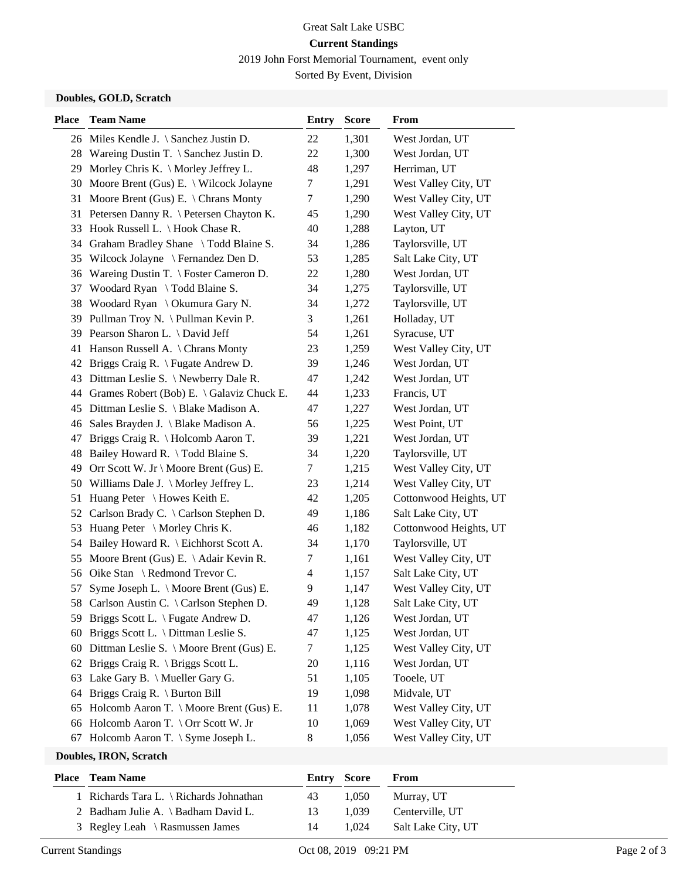Great Salt Lake USBC

**Current Standings**

2019 John Forst Memorial Tournament, event only

Sorted By Event, Division

### Doubles, GOLD, Scratch

| Place | Team Name | Entry | Score | From |
|---|---|---|---|---|
| 26 | Miles Kendle J. \ Sanchez Justin D. | 22 | 1,301 | West Jordan, UT |
| 28 | Wareing Dustin T. \ Sanchez Justin D. | 22 | 1,300 | West Jordan, UT |
| 29 | Morley Chris K. \ Morley Jeffrey L. | 48 | 1,297 | Herriman, UT |
| 30 | Moore Brent (Gus) E. \ Wilcock Jolayne | 7 | 1,291 | West Valley City, UT |
| 31 | Moore Brent (Gus) E. \ Chrans Monty | 7 | 1,290 | West Valley City, UT |
| 31 | Petersen Danny R. \ Petersen Chayton K. | 45 | 1,290 | West Valley City, UT |
| 33 | Hook Russell L. \ Hook Chase R. | 40 | 1,288 | Layton, UT |
| 34 | Graham Bradley Shane \ Todd Blaine S. | 34 | 1,286 | Taylorsville, UT |
| 35 | Wilcock Jolayne \ Fernandez Den D. | 53 | 1,285 | Salt Lake City, UT |
| 36 | Wareing Dustin T. \ Foster Cameron D. | 22 | 1,280 | West Jordan, UT |
| 37 | Woodard Ryan \ Todd Blaine S. | 34 | 1,275 | Taylorsville, UT |
| 38 | Woodard Ryan \ Okumura Gary N. | 34 | 1,272 | Taylorsville, UT |
| 39 | Pullman Troy N. \ Pullman Kevin P. | 3 | 1,261 | Holladay, UT |
| 39 | Pearson Sharon L. \ David Jeff | 54 | 1,261 | Syracuse, UT |
| 41 | Hanson Russell A. \ Chrans Monty | 23 | 1,259 | West Valley City, UT |
| 42 | Briggs Craig R. \ Fugate Andrew D. | 39 | 1,246 | West Jordan, UT |
| 43 | Dittman Leslie S. \ Newberry Dale R. | 47 | 1,242 | West Jordan, UT |
| 44 | Grames Robert (Bob) E. \ Galaviz Chuck E. | 44 | 1,233 | Francis, UT |
| 45 | Dittman Leslie S. \ Blake Madison A. | 47 | 1,227 | West Jordan, UT |
| 46 | Sales Brayden J. \ Blake Madison A. | 56 | 1,225 | West Point, UT |
| 47 | Briggs Craig R. \ Holcomb Aaron T. | 39 | 1,221 | West Jordan, UT |
| 48 | Bailey Howard R. \ Todd Blaine S. | 34 | 1,220 | Taylorsville, UT |
| 49 | Orr Scott W. Jr \ Moore Brent (Gus) E. | 7 | 1,215 | West Valley City, UT |
| 50 | Williams Dale J. \ Morley Jeffrey L. | 23 | 1,214 | West Valley City, UT |
| 51 | Huang Peter \ Howes Keith E. | 42 | 1,205 | Cottonwood Heights, UT |
| 52 | Carlson Brady C. \ Carlson Stephen D. | 49 | 1,186 | Salt Lake City, UT |
| 53 | Huang Peter \ Morley Chris K. | 46 | 1,182 | Cottonwood Heights, UT |
| 54 | Bailey Howard R. \ Eichhorst Scott A. | 34 | 1,170 | Taylorsville, UT |
| 55 | Moore Brent (Gus) E. \ Adair Kevin R. | 7 | 1,161 | West Valley City, UT |
| 56 | Oike Stan \ Redmond Trevor C. | 4 | 1,157 | Salt Lake City, UT |
| 57 | Syme Joseph L. \ Moore Brent (Gus) E. | 9 | 1,147 | West Valley City, UT |
| 58 | Carlson Austin C. \ Carlson Stephen D. | 49 | 1,128 | Salt Lake City, UT |
| 59 | Briggs Scott L. \ Fugate Andrew D. | 47 | 1,126 | West Jordan, UT |
| 60 | Briggs Scott L. \ Dittman Leslie S. | 47 | 1,125 | West Jordan, UT |
| 60 | Dittman Leslie S. \ Moore Brent (Gus) E. | 7 | 1,125 | West Valley City, UT |
| 62 | Briggs Craig R. \ Briggs Scott L. | 20 | 1,116 | West Jordan, UT |
| 63 | Lake Gary B. \ Mueller Gary G. | 51 | 1,105 | Tooele, UT |
| 64 | Briggs Craig R. \ Burton Bill | 19 | 1,098 | Midvale, UT |
| 65 | Holcomb Aaron T. \ Moore Brent (Gus) E. | 11 | 1,078 | West Valley City, UT |
| 66 | Holcomb Aaron T. \ Orr Scott W. Jr | 10 | 1,069 | West Valley City, UT |
| 67 | Holcomb Aaron T. \ Syme Joseph L. | 8 | 1,056 | West Valley City, UT |

### Doubles, IRON, Scratch

| Place | Team Name | Entry | Score | From |
|---|---|---|---|---|
| 1 | Richards Tara L. \ Richards Johnathan | 43 | 1,050 | Murray, UT |
| 2 | Badham Julie A. \ Badham David L. | 13 | 1,039 | Centerville, UT |
| 3 | Regley Leah \ Rasmussen James | 14 | 1,024 | Salt Lake City, UT |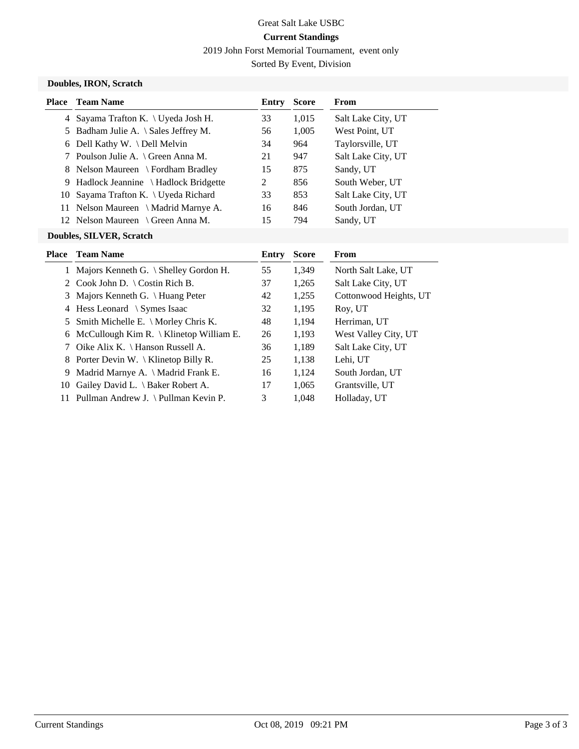Great Salt Lake USBC

**Current Standings**

2019 John Forst Memorial Tournament, event only

Sorted By Event, Division

### Doubles, IRON, Scratch

| Place | Team Name | Entry | Score | From |
|---|---|---|---|---|
| 4 | Sayama Trafton K. \ Uyeda Josh H. | 33 | 1,015 | Salt Lake City, UT |
| 5 | Badham Julie A. \ Sales Jeffrey M. | 56 | 1,005 | West Point, UT |
| 6 | Dell Kathy W. \ Dell Melvin | 34 | 964 | Taylorsville, UT |
| 7 | Poulson Julie A. \ Green Anna M. | 21 | 947 | Salt Lake City, UT |
| 8 | Nelson Maureen \ Fordham Bradley | 15 | 875 | Sandy, UT |
| 9 | Hadlock Jeannine \ Hadlock Bridgette | 2 | 856 | South Weber, UT |
| 10 | Sayama Trafton K. \ Uyeda Richard | 33 | 853 | Salt Lake City, UT |
| 11 | Nelson Maureen \ Madrid Marnye A. | 16 | 846 | South Jordan, UT |
| 12 | Nelson Maureen \ Green Anna M. | 15 | 794 | Sandy, UT |

### Doubles, SILVER, Scratch

| Place | Team Name | Entry | Score | From |
|---|---|---|---|---|
| 1 | Majors Kenneth G. \ Shelley Gordon H. | 55 | 1,349 | North Salt Lake, UT |
| 2 | Cook John D. \ Costin Rich B. | 37 | 1,265 | Salt Lake City, UT |
| 3 | Majors Kenneth G. \ Huang Peter | 42 | 1,255 | Cottonwood Heights, UT |
| 4 | Hess Leonard \ Symes Isaac | 32 | 1,195 | Roy, UT |
| 5 | Smith Michelle E. \ Morley Chris K. | 48 | 1,194 | Herriman, UT |
| 6 | McCullough Kim R. \ Klinetop William E. | 26 | 1,193 | West Valley City, UT |
| 7 | Oike Alix K. \ Hanson Russell A. | 36 | 1,189 | Salt Lake City, UT |
| 8 | Porter Devin W. \ Klinetop Billy R. | 25 | 1,138 | Lehi, UT |
| 9 | Madrid Marnye A. \ Madrid Frank E. | 16 | 1,124 | South Jordan, UT |
| 10 | Gailey David L. \ Baker Robert A. | 17 | 1,065 | Grantsville, UT |
| 11 | Pullman Andrew J. \ Pullman Kevin P. | 3 | 1,048 | Holladay, UT |